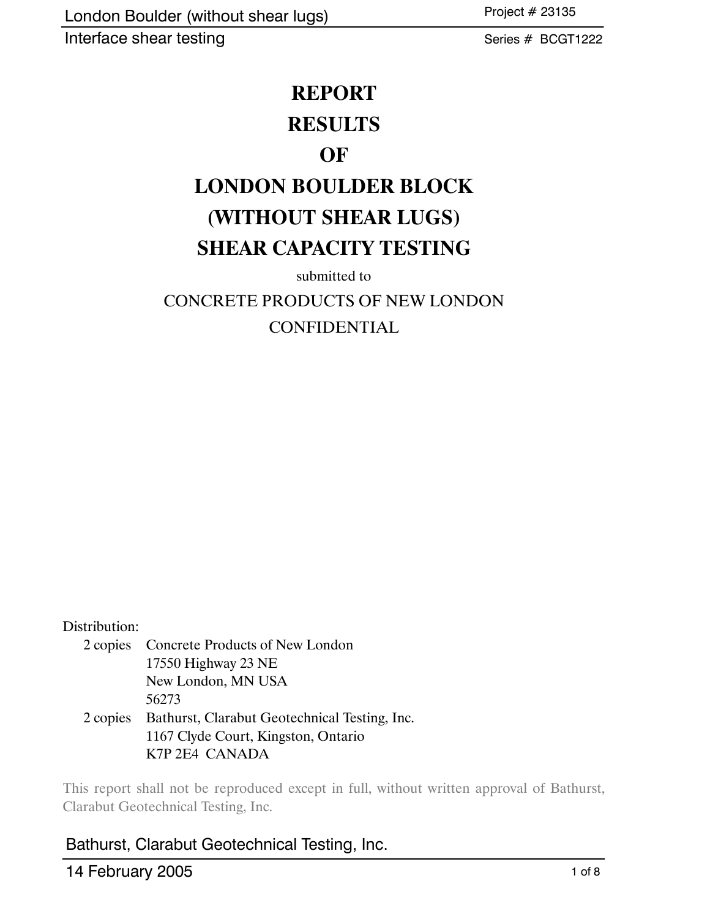# REPORT
# RESULTS
# OF
# LONDON BOULDER BLOCK
# (WITHOUT SHEAR LUGS)
# SHEAR CAPACITY TESTING

submitted to

CONCRETE PRODUCTS OF NEW LONDON

CONFIDENTIAL

Distribution:

2 copies Concrete Products of New London
17550 Highway 23 NE
New London, MN USA
56273

2 copies Bathurst, Clarabut Geotechnical Testing, Inc.
1167 Clyde Court, Kingston, Ontario
K7P 2E4 CANADA

This report shall not be reproduced except in full, without written approval of Bathurst, Clarabut Geotechnical Testing, Inc.

Bathurst, Clarabut Geotechnical Testing, Inc.

14 February 2005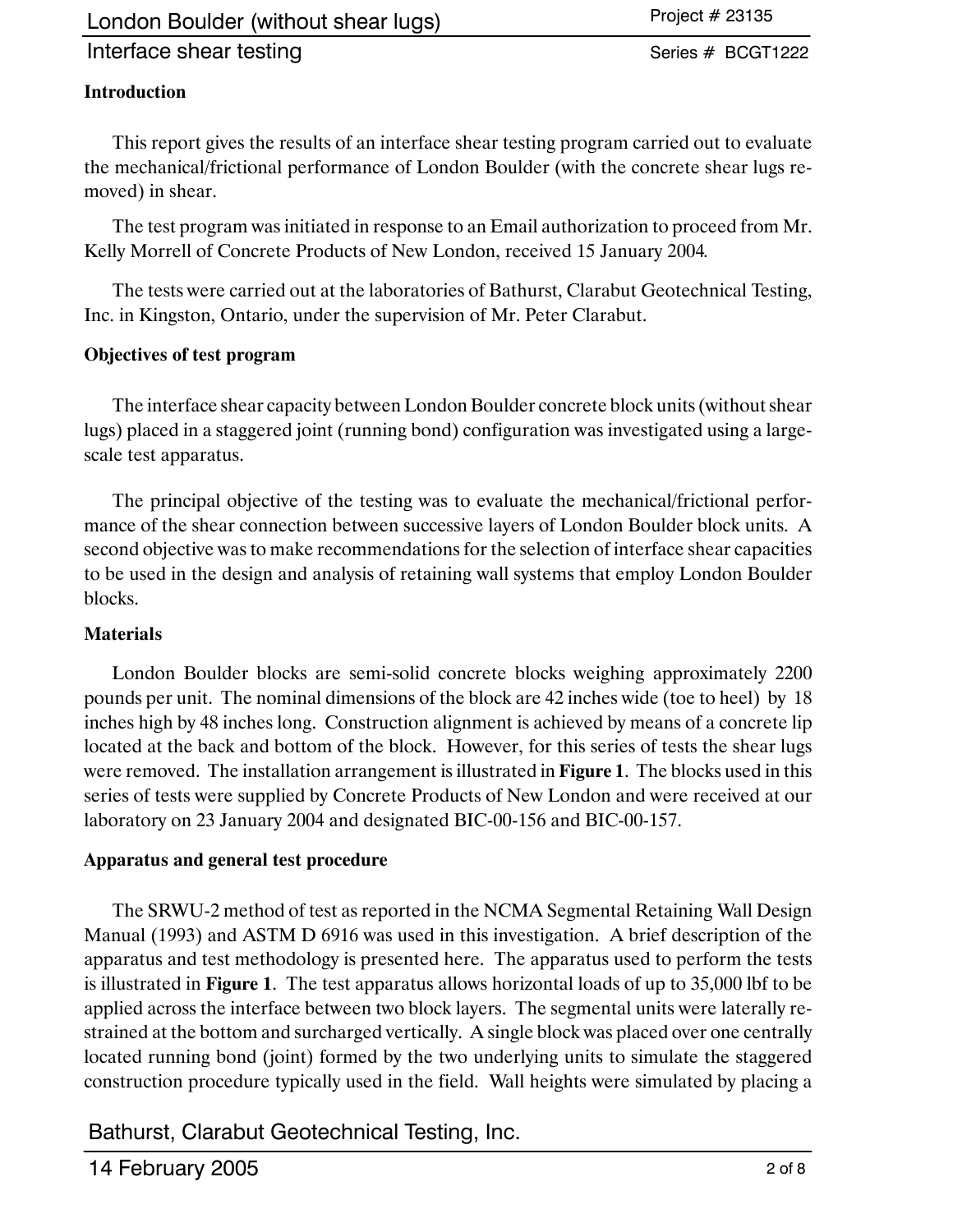### Introduction

The report gives the results of an interface shear testing program carried out to evaluate the mechanical/frictional performance of London Boulder (with the concrete shear lugs removed) in shear.

The test program was initiated in response to an Email authorization to proceed from Mr. Kelly Morrell of Concrete Products of New London, received 15 January 2004.

The tests were carried out at the laboratories of Bathurst, Clarabut Geotechnical Testing, Inc. in Kingston, Ontario, under the supervision of Mr. Peter Clarabut.

### Objectives of test program

The interface shear capacity between London Boulder concrete block units (without shear lugs) placed in a staggered joint (running bond) configuration was investigated using a large-scale test apparatus.

The principal objective of the testing was to evaluate the mechanical/frictional performance of the shear connection between successive layers of London Boulder block units. A second objective was to make recommendations for the selection of interface shear capacities to be used in the design and analysis of retaining wall systems that employ London Boulder blocks.

### Materials

London Boulder blocks are semi-solid concrete blocks weighing approximately 2200 pounds per unit. The nominal dimensions of the block are 42 inches wide (toe to heel) by 18 inches high by 48 inches long. Construction alignment is achieved by means of a concrete lip located at the back and bottom of the block. However, for this series of tests the shear lugs were removed. The installation arrangement is illustrated in **Figure 1**. The blocks used in this series of tests were supplied by Concrete Products of New London and were received at our laboratory on 23 January 2004 and designated BIC-00-156 and BIC-00-157.

### Apparatus and general test procedure

The SRWU-2 method of test as reported in the NCMA Segmental Retaining Wall Design Manual (1993) and ASTM D 6916 was used in this investigation. A brief description of the apparatus and test methodology is presented here. The apparatus used to perform the tests is illustrated in **Figure 1**. The test apparatus allows horizontal loads of up to 35,000 lbf to be applied across the interface between two block layers. The segmental units were laterally restrained at the bottom and surcharged vertically. A single block was placed over one centrally located running bond (joint) formed by the two underlying units to simulate the staggered construction procedure typically used in the field. Wall heights were simulated by placing a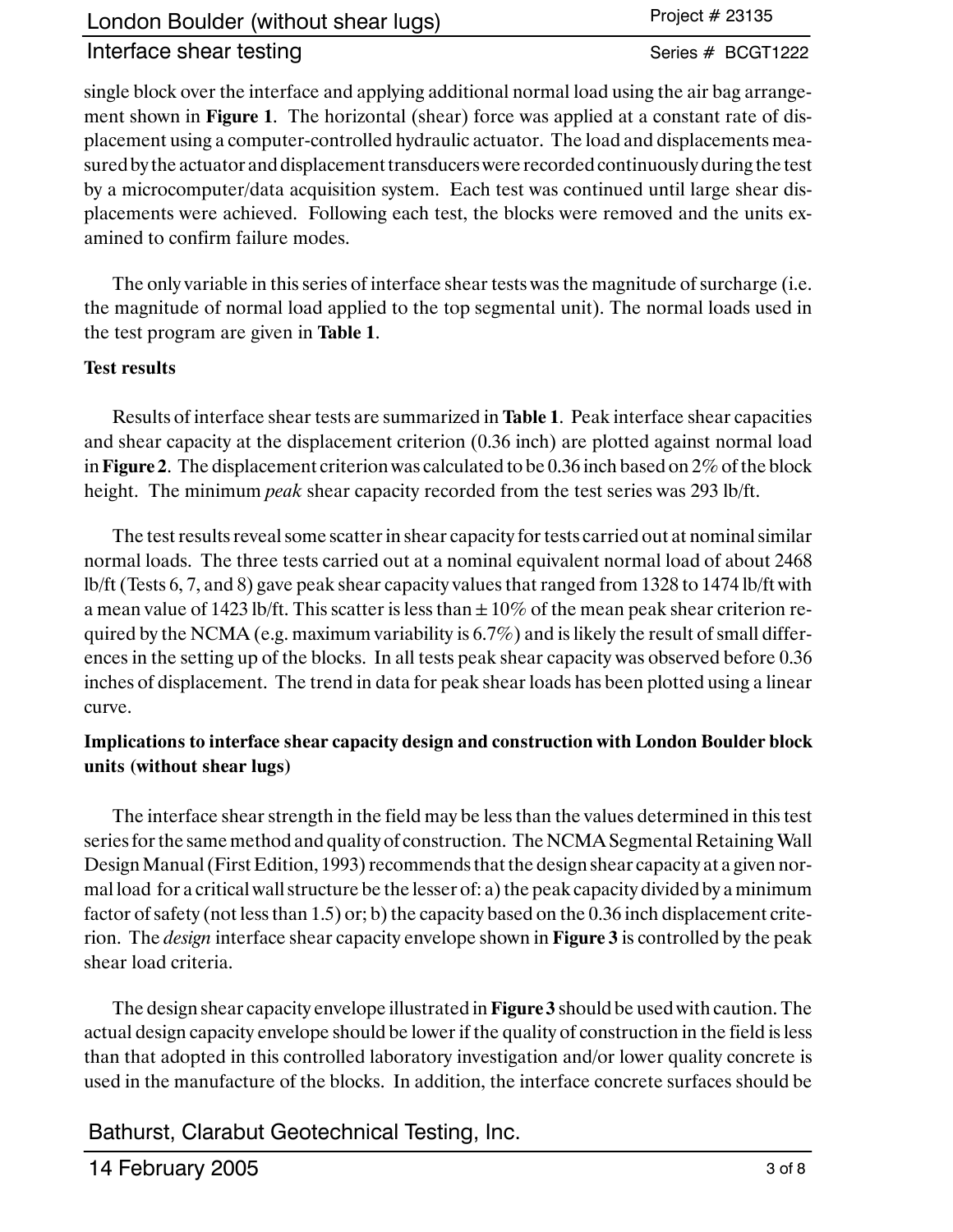single block over the interface and applying additional normal load using the air bag arrangement shown in **Figure 1**. The horizontal (shear) force was applied at a constant rate of displacement using a computer-controlled hydraulic actuator. The load and displacements measured by the actuator and displacement transducers were recorded continuously during the test by a microcomputer/data acquisition system. Each test was continued until large shear displacements were achieved. Following each test, the blocks were removed and the units examined to confirm failure modes.

The only variable in this series of interface shear tests was the magnitude of surcharge (i.e. the magnitude of normal load applied to the top segmental unit). The normal loads used in the test program are given in **Table 1**.

**Test results**

Results of interface shear tests are summarized in **Table 1**. Peak interface shear capacities and shear capacity at the displacement criterion (0.36 inch) are plotted against normal load in **Figure 2**. The displacement criterion was calculated to be 0.36 inch based on 2% of the block height. The minimum *peak* shear capacity recorded from the test series was 293 lb/ft.

The test results reveal some scatter in shear capacity for tests carried out at nominal similar normal loads. The three tests carried out at a nominal equivalent normal load of about 2468 lb/ft (Tests 6, 7, and 8) gave peak shear capacity values that ranged from 1328 to 1474 lb/ft with a mean value of 1423 lb/ft. This scatter is less than ± 10% of the mean peak shear criterion required by the NCMA (e.g. maximum variability is 6.7%) and is likely the result of small differences in the setting up of the blocks. In all tests peak shear capacity was observed before 0.36 inches of displacement. The trend in data for peak shear loads has been plotted using a linear curve.

**Implications to interface shear capacity design and construction with London Boulder block units (without shear lugs)**

The interface shear strength in the field may be less than the values determined in this test series for the same method and quality of construction. The NCMA Segmental Retaining Wall Design Manual (First Edition, 1993) recommends that the design shear capacity at a given normal load for a critical wall structure be the lesser of: a) the peak capacity divided by a minimum factor of safety (not less than 1.5) or; b) the capacity based on the 0.36 inch displacement criterion. The *design* interface shear capacity envelope shown in **Figure 3** is controlled by the peak shear load criteria.

The design shear capacity envelope illustrated in **Figure 3** should be used with caution. The actual design capacity envelope should be lower if the quality of construction in the field is less than that adopted in this controlled laboratory investigation and/or lower quality concrete is used in the manufacture of the blocks. In addition, the interface concrete surfaces should be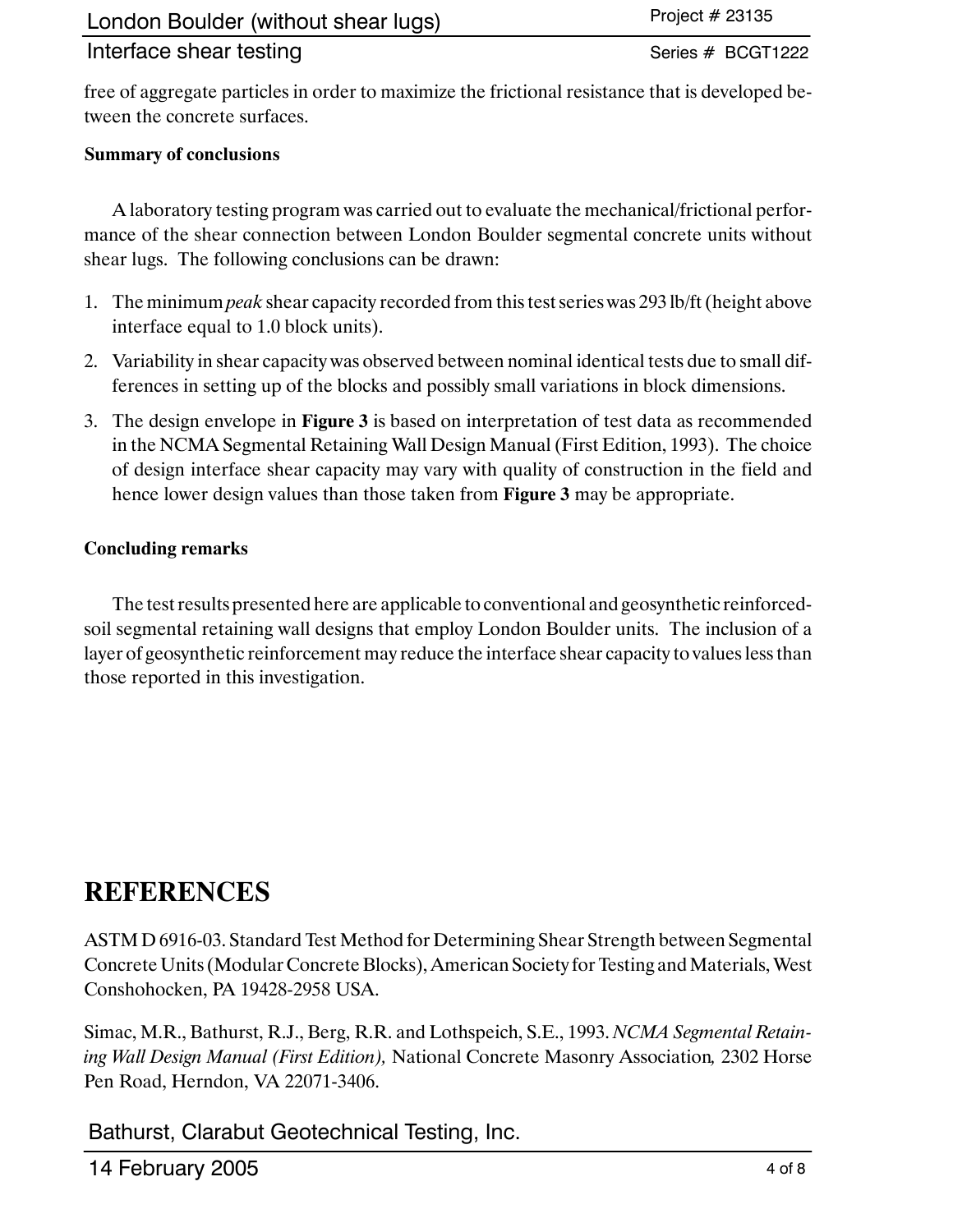free of aggregate particles in order to maximize the frictional resistance that is developed between the concrete surfaces.

**Summary of conclusions**

A laboratory testing program was carried out to evaluate the mechanical/frictional performance of the shear connection between London Boulder segmental concrete units without shear lugs. The following conclusions can be drawn:

1. The minimum *peak* shear capacity recorded from this test series was 293 lb/ft (height above interface equal to 1.0 block units).
2. Variability in shear capacity was observed between nominal identical tests due to small differences in setting up of the blocks and possibly small variations in block dimensions.
3. The design envelope in **Figure 3** is based on interpretation of test data as recommended in the NCMA Segmental Retaining Wall Design Manual (First Edition, 1993). The choice of design interface shear capacity may vary with quality of construction in the field and hence lower design values than those taken from **Figure 3** may be appropriate.

**Concluding remarks**

The test results presented here are applicable to conventional and geosynthetic reinforced-soil segmental retaining wall designs that employ London Boulder units. The inclusion of a layer of geosynthetic reinforcement may reduce the interface shear capacity to values less than those reported in this investigation.

# REFERENCES

ASTM D 6916-03. Standard Test Method for Determining Shear Strength between Segmental Concrete Units (Modular Concrete Blocks), American Society for Testing and Materials, West Conshohocken, PA 19428-2958 USA.

Simac, M.R., Bathurst, R.J., Berg, R.R. and Lothspeich, S.E., 1993. *NCMA Segmental Retaining Wall Design Manual (First Edition),* National Concrete Masonry Association*,* 2302 Horse Pen Road, Herndon, VA 22071-3406.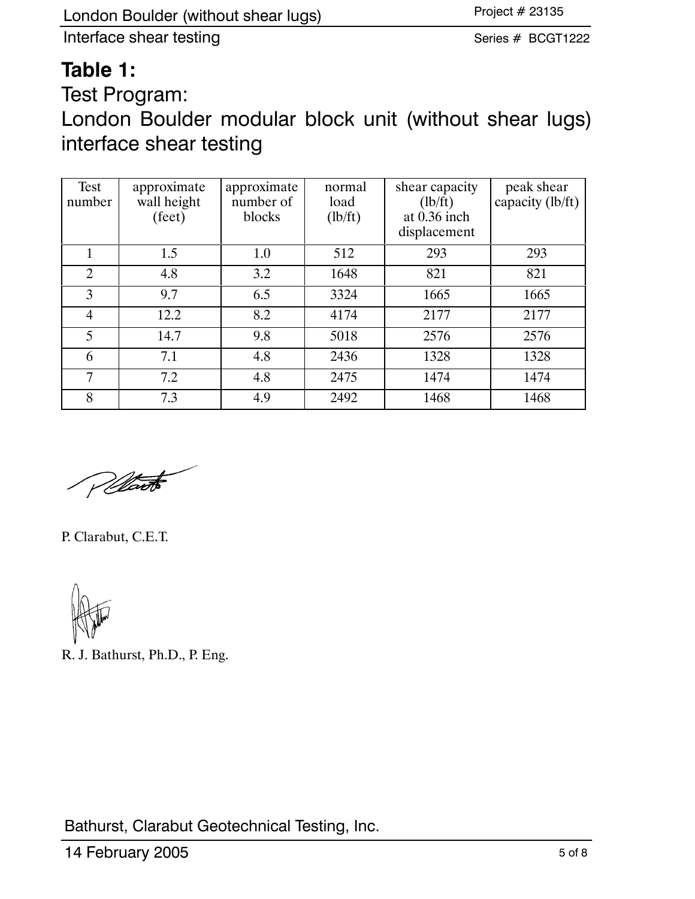# Table 1:

## Test Program:

## London Boulder modular block unit (without shear lugs) interface shear testing

| Test number | approximate wall height (feet) | approximate number of blocks | normal load (lb/ft) | shear capacity (lb/ft) at 0.36 inch displacement | peak shear capacity (lb/ft) |
|---|---|---|---|---|---|
| 1 | 1.5 | 1.0 | 512 | 293 | 293 |
| 2 | 4.8 | 3.2 | 1648 | 821 | 821 |
| 3 | 9.7 | 6.5 | 3324 | 1665 | 1665 |
| 4 | 12.2 | 8.2 | 4174 | 2177 | 2177 |
| 5 | 14.7 | 9.8 | 5018 | 2576 | 2576 |
| 6 | 7.1 | 4.8 | 2436 | 1328 | 1328 |
| 7 | 7.2 | 4.8 | 2475 | 1474 | 1474 |
| 8 | 7.3 | 4.9 | 2492 | 1468 | 1468 |

P. Clarabut, C.E.T.

R. J. Bathurst, Ph.D., P. Eng.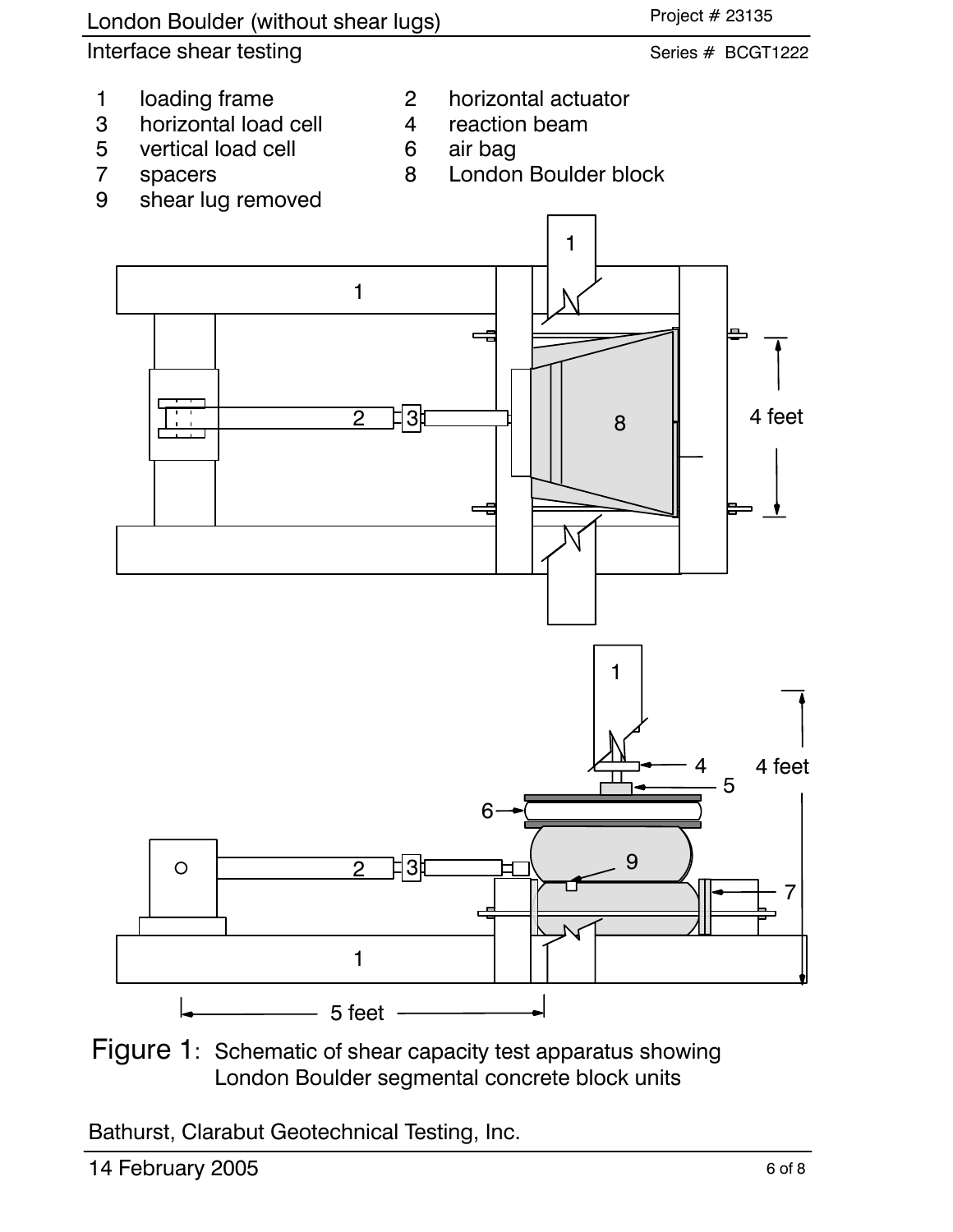London Boulder (without shear lugs)

Interface shear testing

Project # 23135

Series # BCGT1222

1 loading frame
2 horizontal actuator
3 horizontal load cell
4 reaction beam
5 vertical load cell
6 air bag
7 spacers
8 London Boulder block
9 shear lug removed

Figure 1: Schematic of shear capacity test apparatus showing London Boulder segmental concrete block units

Bathurst, Clarabut Geotechnical Testing, Inc.

14 February 2005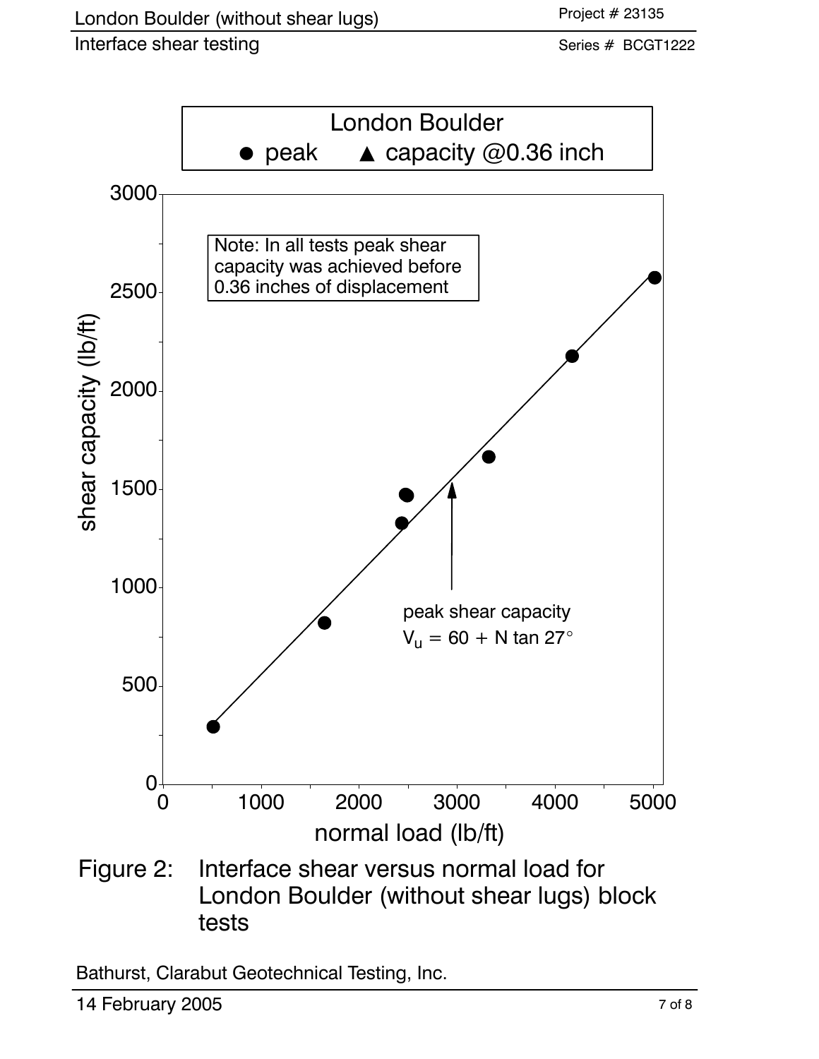London Boulder (without shear lugs)

Interface shear testing

Project # 23135

Series # BCGT1222

London Boulder

● peak ▲ capacity @0.36 inch

Note: In all tests peak shear capacity was achieved before 0.36 inches of displacement

peak shear capacity

$V_u = 60 + N \tan 27°$

shear capacity (lb/ft)

normal load (lb/ft)

Figure 2: Interface shear versus normal load for London Boulder (without shear lugs) block tests

Bathurst, Clarabut Geotechnical Testing, Inc.

14 February 2005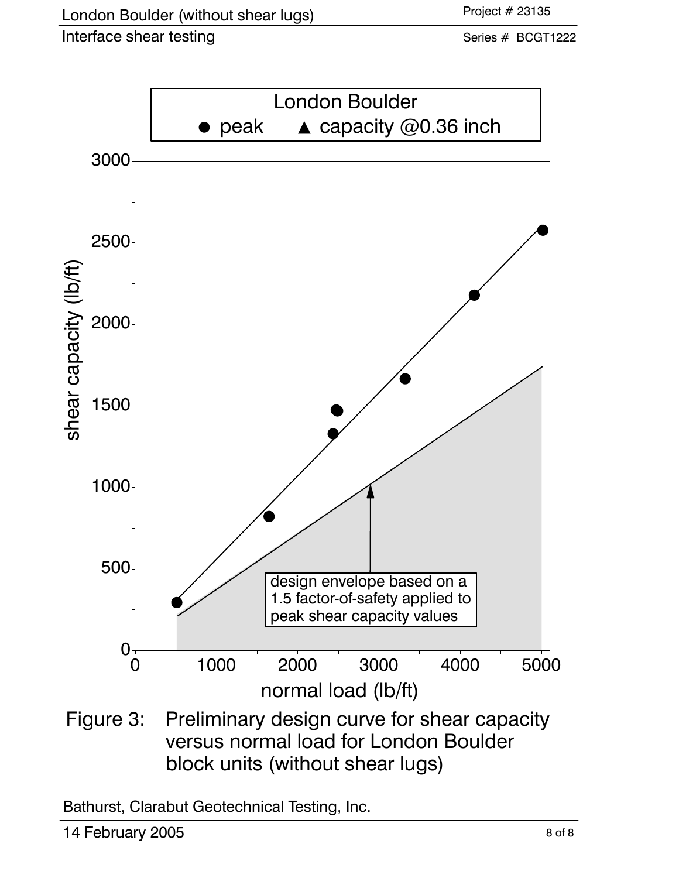London Boulder

● peak ▲ capacity @0.36 inch

3000

2500

2000

1500

1000

500

0

shear capacity (lb/ft)

0 1000 2000 3000 4000 5000

normal load (lb/ft)

design envelope based on a 1.5 factor-of-safety applied to peak shear capacity values

Figure 3: Preliminary design curve for shear capacity versus normal load for London Boulder block units (without shear lugs)